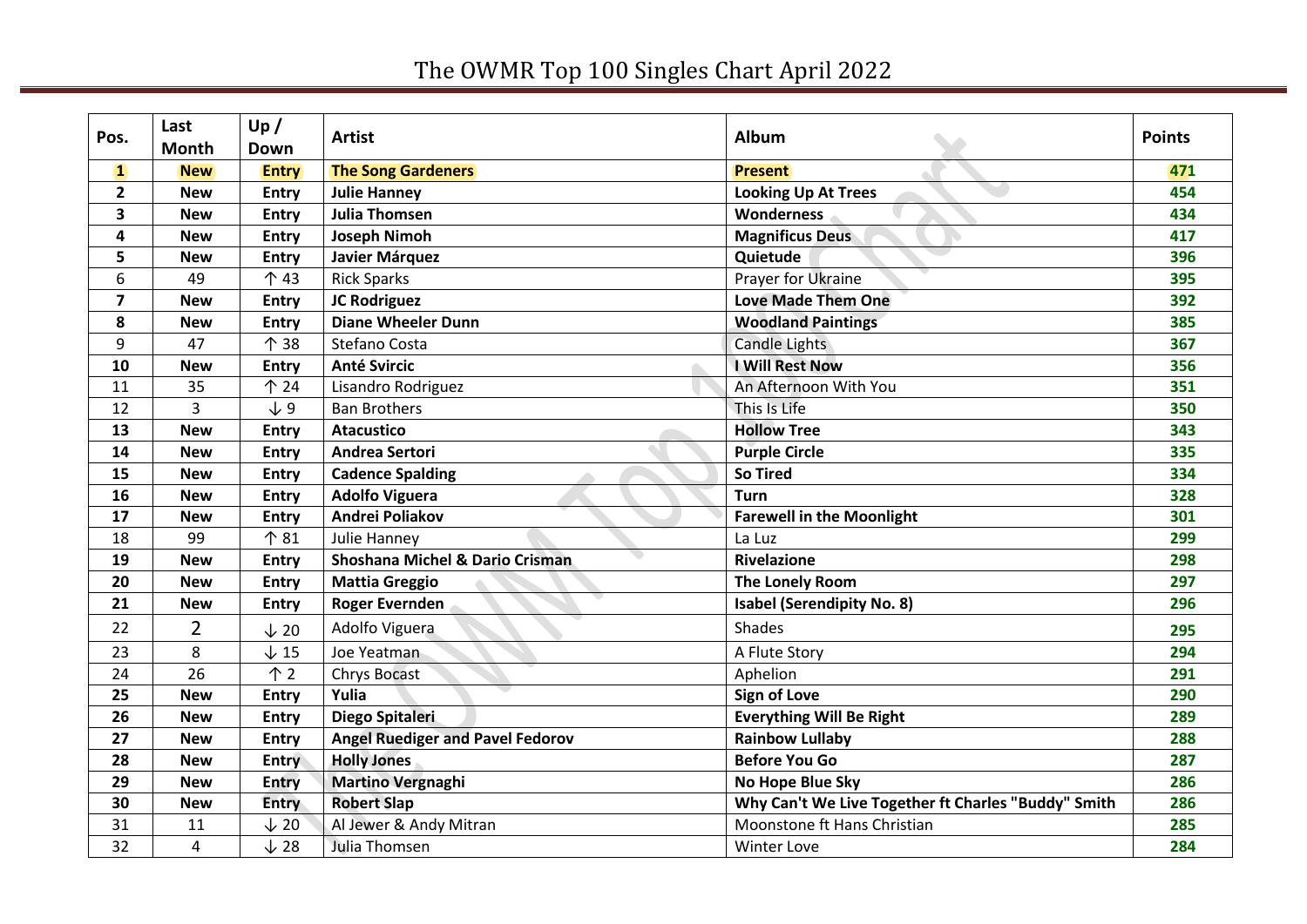# The OWMR Top 100 Singles Chart April 2022

| Pos. | Last Month | Up / Down | Artist | Album | Points |
|---|---|---|---|---|---|
| **1** | **New** | **Entry** | **The Song Gardeners** | **Present** | **471** |
| **2** | **New** | **Entry** | **Julie Hanney** | **Looking Up At Trees** | **454** |
| **3** | **New** | **Entry** | **Julia Thomsen** | **Wonderness** | **434** |
| **4** | **New** | **Entry** | **Joseph Nimoh** | **Magnificus Deus** | **417** |
| **5** | **New** | **Entry** | **Javier Márquez** | **Quietude** | **396** |
| 6 | 49 | ↑ 43 | Rick Sparks | Prayer for Ukraine | **395** |
| **7** | **New** | **Entry** | **JC Rodriguez** | **Love Made Them One** | **392** |
| **8** | **New** | **Entry** | **Diane Wheeler Dunn** | **Woodland Paintings** | **385** |
| 9 | 47 | ↑ 38 | Stefano Costa | Candle Lights | **367** |
| **10** | **New** | **Entry** | **Anté Svircic** | **I Will Rest Now** | **356** |
| 11 | 35 | ↑ 24 | Lisandro Rodriguez | An Afternoon With You | **351** |
| 12 | 3 | ↓ 9 | Ban Brothers | This Is Life | **350** |
| **13** | **New** | **Entry** | **Atacustico** | **Hollow Tree** | **343** |
| **14** | **New** | **Entry** | **Andrea Sertori** | **Purple Circle** | **335** |
| **15** | **New** | **Entry** | **Cadence Spalding** | **So Tired** | **334** |
| **16** | **New** | **Entry** | **Adolfo Viguera** | **Turn** | **328** |
| **17** | **New** | **Entry** | **Andrei Poliakov** | **Farewell in the Moonlight** | **301** |
| 18 | 99 | ↑ 81 | Julie Hanney | La Luz | **299** |
| **19** | **New** | **Entry** | **Shoshana Michel & Dario Crisman** | **Rivelazione** | **298** |
| **20** | **New** | **Entry** | **Mattia Greggio** | **The Lonely Room** | **297** |
| **21** | **New** | **Entry** | **Roger Evernden** | **Isabel (Serendipity No. 8)** | **296** |
| 22 | 2 | ↓ 20 | Adolfo Viguera | Shades | **295** |
| 23 | 8 | ↓ 15 | Joe Yeatman | A Flute Story | **294** |
| 24 | 26 | ↑ 2 | Chrys Bocast | Aphelion | **291** |
| **25** | **New** | **Entry** | **Yulia** | **Sign of Love** | **290** |
| **26** | **New** | **Entry** | **Diego Spitaleri** | **Everything Will Be Right** | **289** |
| **27** | **New** | **Entry** | **Angel Ruediger and Pavel Fedorov** | **Rainbow Lullaby** | **288** |
| **28** | **New** | **Entry** | **Holly Jones** | **Before You Go** | **287** |
| **29** | **New** | **Entry** | **Martino Vergnaghi** | **No Hope Blue Sky** | **286** |
| **30** | **New** | **Entry** | **Robert Slap** | **Why Can't We Live Together ft Charles "Buddy" Smith** | **286** |
| 31 | 11 | ↓ 20 | Al Jewer & Andy Mitran | Moonstone ft Hans Christian | **285** |
| 32 | 4 | ↓ 28 | Julia Thomsen | Winter Love | **284** |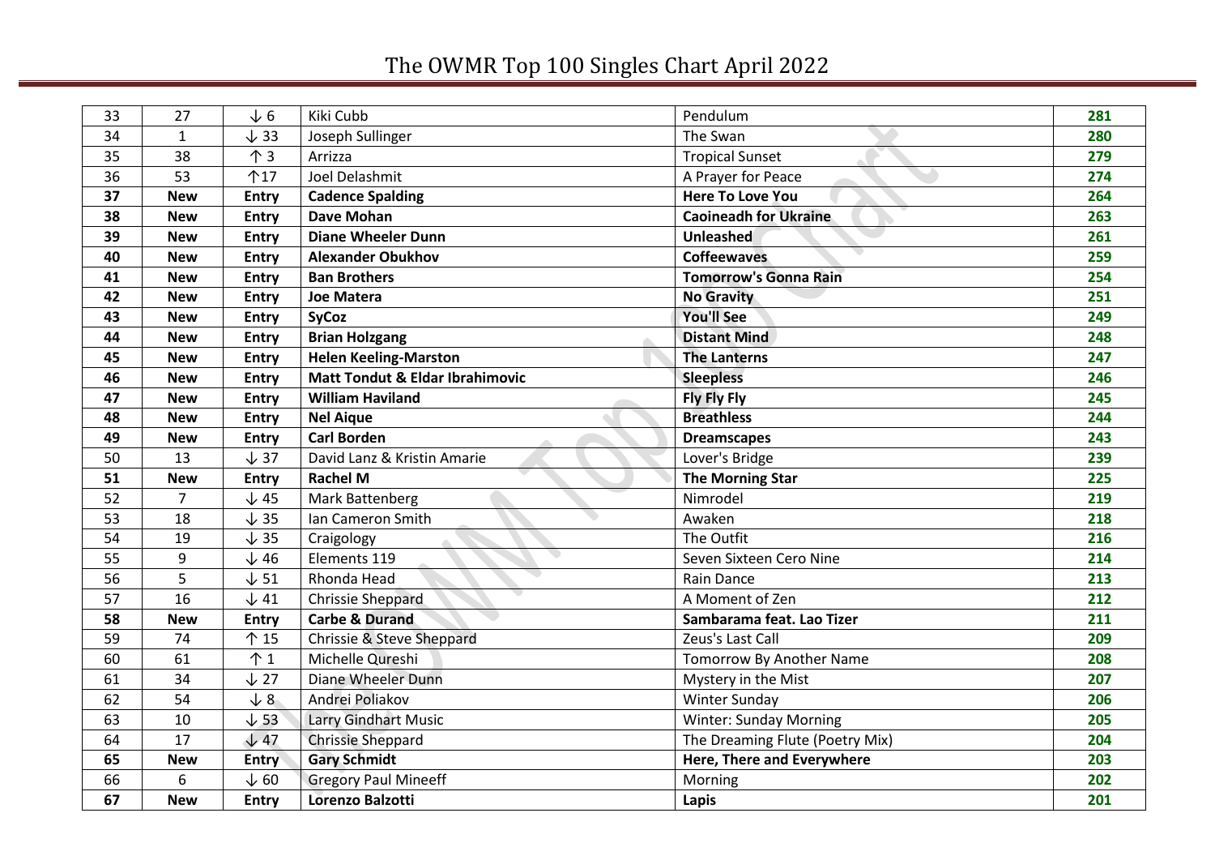# The OWMR Top 100 Singles Chart April 2022

| | | | | | |
|---|---|---|---|---|---|
| 33 | 27 | ↓ 6 | Kiki Cubb | Pendulum | **281** |
| 34 | 1 | ↓ 33 | Joseph Sullinger | The Swan | **280** |
| 35 | 38 | ↑ 3 | Arrizza | Tropical Sunset | **279** |
| 36 | 53 | ↑17 | Joel Delashmit | A Prayer for Peace | **274** |
| **37** | **New** | **Entry** | **Cadence Spalding** | **Here To Love You** | **264** |
| **38** | **New** | **Entry** | **Dave Mohan** | **Caoineadh for Ukraine** | **263** |
| **39** | **New** | **Entry** | **Diane Wheeler Dunn** | **Unleashed** | **261** |
| **40** | **New** | **Entry** | **Alexander Obukhov** | **Coffeewaves** | **259** |
| **41** | **New** | **Entry** | **Ban Brothers** | **Tomorrow's Gonna Rain** | **254** |
| **42** | **New** | **Entry** | **Joe Matera** | **No Gravity** | **251** |
| **43** | **New** | **Entry** | **SyCoz** | **You'll See** | **249** |
| **44** | **New** | **Entry** | **Brian Holzgang** | **Distant Mind** | **248** |
| **45** | **New** | **Entry** | **Helen Keeling-Marston** | **The Lanterns** | **247** |
| **46** | **New** | **Entry** | **Matt Tondut & Eldar Ibrahimovic** | **Sleepless** | **246** |
| **47** | **New** | **Entry** | **William Haviland** | **Fly Fly Fly** | **245** |
| **48** | **New** | **Entry** | **Nel Aique** | **Breathless** | **244** |
| **49** | **New** | **Entry** | **Carl Borden** | **Dreamscapes** | **243** |
| 50 | 13 | ↓ 37 | David Lanz & Kristin Amarie | Lover's Bridge | **239** |
| **51** | **New** | **Entry** | **Rachel M** | **The Morning Star** | **225** |
| 52 | 7 | ↓ 45 | Mark Battenberg | Nimrodel | **219** |
| 53 | 18 | ↓ 35 | Ian Cameron Smith | Awaken | **218** |
| 54 | 19 | ↓ 35 | Craigology | The Outfit | **216** |
| 55 | 9 | ↓ 46 | Elements 119 | Seven Sixteen Cero Nine | **214** |
| 56 | 5 | ↓ 51 | Rhonda Head | Rain Dance | **213** |
| 57 | 16 | ↓ 41 | Chrissie Sheppard | A Moment of Zen | **212** |
| **58** | **New** | **Entry** | **Carbe & Durand** | **Sambarama feat. Lao Tizer** | **211** |
| 59 | 74 | ↑ 15 | Chrissie & Steve Sheppard | Zeus's Last Call | **209** |
| 60 | 61 | ↑ 1 | Michelle Qureshi | Tomorrow By Another Name | **208** |
| 61 | 34 | ↓ 27 | Diane Wheeler Dunn | Mystery in the Mist | **207** |
| 62 | 54 | ↓ 8 | Andrei Poliakov | Winter Sunday | **206** |
| 63 | 10 | ↓ 53 | Larry Gindhart Music | Winter: Sunday Morning | **205** |
| 64 | 17 | ↓ 47 | Chrissie Sheppard | The Dreaming Flute (Poetry Mix) | **204** |
| **65** | **New** | **Entry** | **Gary Schmidt** | **Here, There and Everywhere** | **203** |
| 66 | 6 | ↓ 60 | Gregory Paul Mineeff | Morning | **202** |
| **67** | **New** | **Entry** | **Lorenzo Balzotti** | **Lapis** | **201** |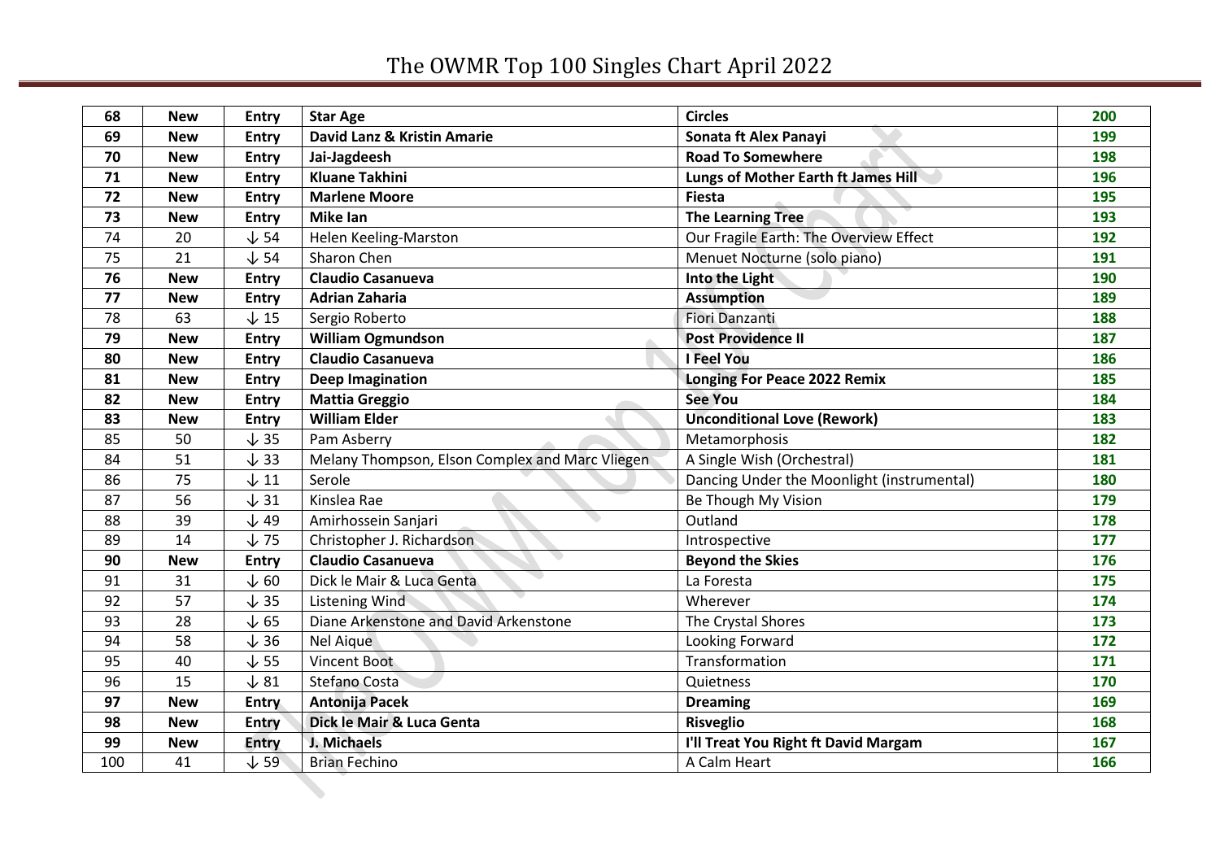# The OWMR Top 100 Singles Chart April 2022

| | | | | | |
|---|---|---|---|---|---|
| **68** | **New** | **Entry** | **Star Age** | **Circles** | **200** |
| **69** | **New** | **Entry** | **David Lanz & Kristin Amarie** | **Sonata ft Alex Panayi** | **199** |
| **70** | **New** | **Entry** | **Jai-Jagdeesh** | **Road To Somewhere** | **198** |
| **71** | **New** | **Entry** | **Kluane Takhini** | **Lungs of Mother Earth ft James Hill** | **196** |
| **72** | **New** | **Entry** | **Marlene Moore** | **Fiesta** | **195** |
| **73** | **New** | **Entry** | **Mike Ian** | **The Learning Tree** | **193** |
| 74 | 20 | ↓ 54 | Helen Keeling-Marston | Our Fragile Earth: The Overview Effect | **192** |
| 75 | 21 | ↓ 54 | Sharon Chen | Menuet Nocturne (solo piano) | **191** |
| **76** | **New** | **Entry** | **Claudio Casanueva** | **Into the Light** | **190** |
| **77** | **New** | **Entry** | **Adrian Zaharia** | **Assumption** | **189** |
| 78 | 63 | ↓ 15 | Sergio Roberto | Fiori Danzanti | **188** |
| **79** | **New** | **Entry** | **William Ogmundson** | **Post Providence II** | **187** |
| **80** | **New** | **Entry** | **Claudio Casanueva** | **I Feel You** | **186** |
| **81** | **New** | **Entry** | **Deep Imagination** | **Longing For Peace 2022 Remix** | **185** |
| **82** | **New** | **Entry** | **Mattia Greggio** | **See You** | **184** |
| **83** | **New** | **Entry** | **William Elder** | **Unconditional Love (Rework)** | **183** |
| 85 | 50 | ↓ 35 | Pam Asberry | Metamorphosis | **182** |
| 84 | 51 | ↓ 33 | Melany Thompson, Elson Complex and Marc Vliegen | A Single Wish (Orchestral) | **181** |
| 86 | 75 | ↓ 11 | Serole | Dancing Under the Moonlight (instrumental) | **180** |
| 87 | 56 | ↓ 31 | Kinslea Rae | Be Though My Vision | **179** |
| 88 | 39 | ↓ 49 | Amirhossein Sanjari | Outland | **178** |
| 89 | 14 | ↓ 75 | Christopher J. Richardson | Introspective | **177** |
| **90** | **New** | **Entry** | **Claudio Casanueva** | **Beyond the Skies** | **176** |
| 91 | 31 | ↓ 60 | Dick le Mair & Luca Genta | La Foresta | **175** |
| 92 | 57 | ↓ 35 | Listening Wind | Wherever | **174** |
| 93 | 28 | ↓ 65 | Diane Arkenstone and David Arkenstone | The Crystal Shores | **173** |
| 94 | 58 | ↓ 36 | Nel Aique | Looking Forward | **172** |
| 95 | 40 | ↓ 55 | Vincent Boot | Transformation | **171** |
| 96 | 15 | ↓ 81 | Stefano Costa | Quietness | **170** |
| **97** | **New** | **Entry** | **Antonija Pacek** | **Dreaming** | **169** |
| **98** | **New** | **Entry** | **Dick le Mair & Luca Genta** | **Risveglio** | **168** |
| **99** | **New** | **Entry** | **J. Michaels** | **I'll Treat You Right ft David Margam** | **167** |
| 100 | 41 | ↓ 59 | Brian Fechino | A Calm Heart | **166** |